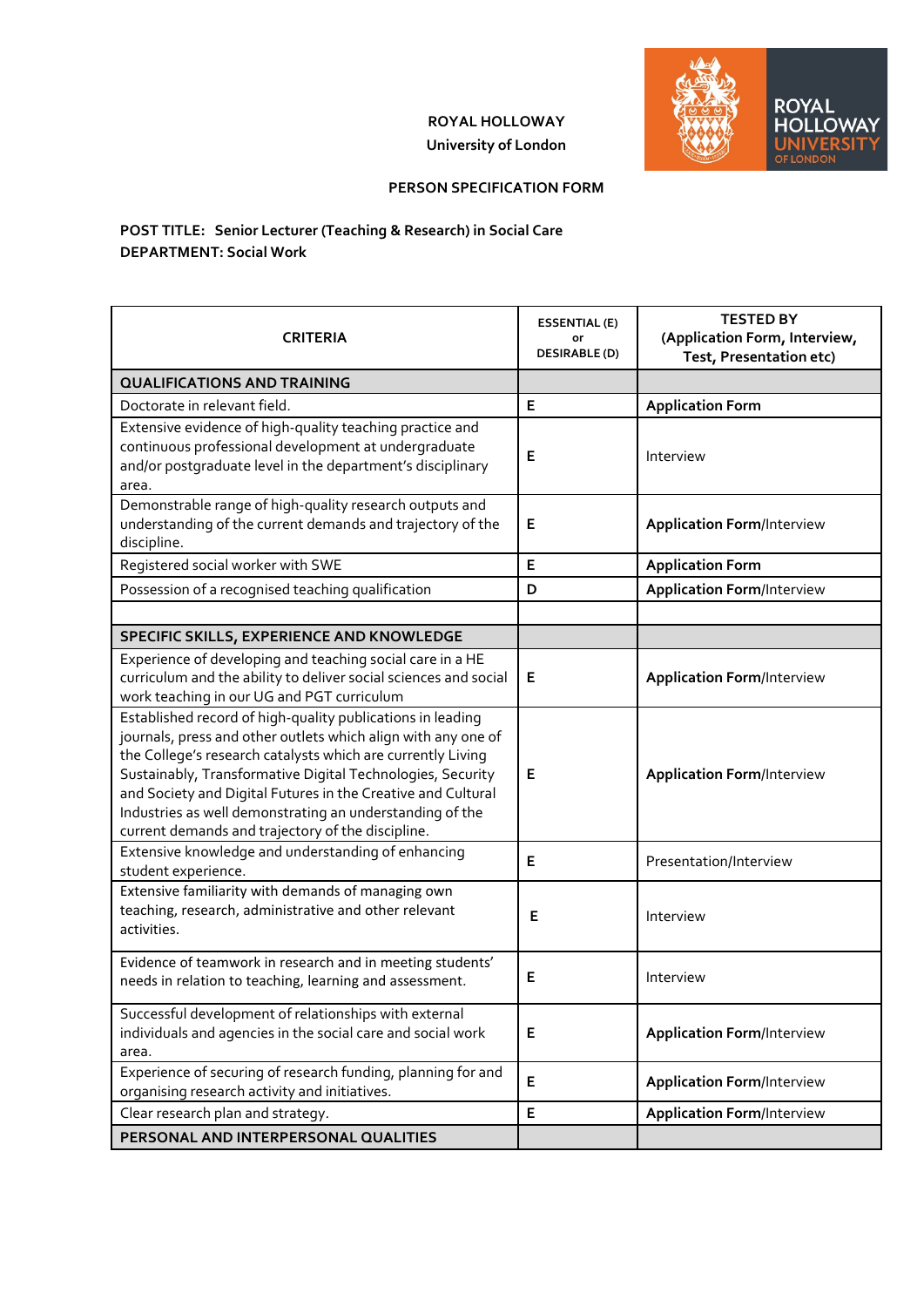**ROYAL HOLLOWAY**
**University of London**

**PERSON SPECIFICATION FORM**

**POST TITLE: Senior Lecturer (Teaching & Research) in Social Care**
**DEPARTMENT: Social Work**

| CRITERIA | ESSENTIAL (E) or DESIRABLE (D) | TESTED BY (Application Form, Interview, Test, Presentation etc) |
|---|---|---|
| **QUALIFICATIONS AND TRAINING** | | |
| Doctorate in relevant field. | E | **Application Form** |
| Extensive evidence of high-quality teaching practice and continuous professional development at undergraduate and/or postgraduate level in the department's disciplinary area. | E | Interview |
| Demonstrable range of high-quality research outputs and understanding of the current demands and trajectory of the discipline. | E | **Application Form**/Interview |
| Registered social worker with SWE | E | **Application Form** |
| Possession of a recognised teaching qualification | D | **Application Form**/Interview |
| | | |
| **SPECIFIC SKILLS, EXPERIENCE AND KNOWLEDGE** | | |
| Experience of developing and teaching social care in a HE curriculum and the ability to deliver social sciences and social work teaching in our UG and PGT curriculum | E | **Application Form**/Interview |
| Established record of high-quality publications in leading journals, press and other outlets which align with any one of the College's research catalysts which are currently Living Sustainably, Transformative Digital Technologies, Security and Society and Digital Futures in the Creative and Cultural Industries as well demonstrating an understanding of the current demands and trajectory of the discipline. | E | **Application Form**/Interview |
| Extensive knowledge and understanding of enhancing student experience. | E | Presentation/Interview |
| Extensive familiarity with demands of managing own teaching, research, administrative and other relevant activities. | E | Interview |
| Evidence of teamwork in research and in meeting students' needs in relation to teaching, learning and assessment. | E | Interview |
| Successful development of relationships with external individuals and agencies in the social care and social work area. | E | **Application Form**/Interview |
| Experience of securing of research funding, planning for and organising research activity and initiatives. | E | **Application Form**/Interview |
| Clear research plan and strategy. | E | **Application Form**/Interview |
| **PERSONAL AND INTERPERSONAL QUALITIES** | | |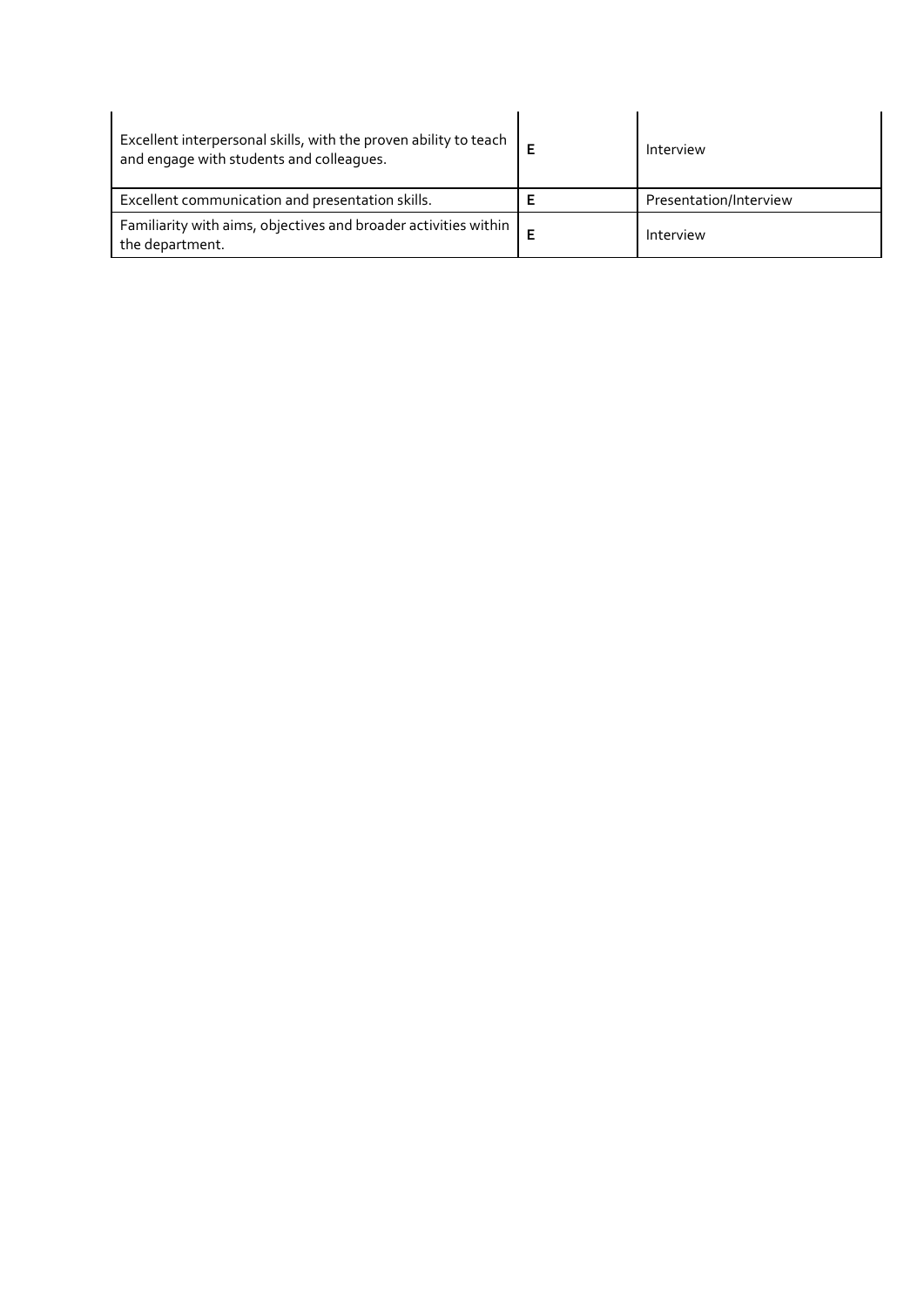| | | |
|---|---|---|
| Excellent interpersonal skills, with the proven ability to teach and engage with students and colleagues. | E | Interview |
| Excellent communication and presentation skills. | E | Presentation/Interview |
| Familiarity with aims, objectives and broader activities within the department. | E | Interview |